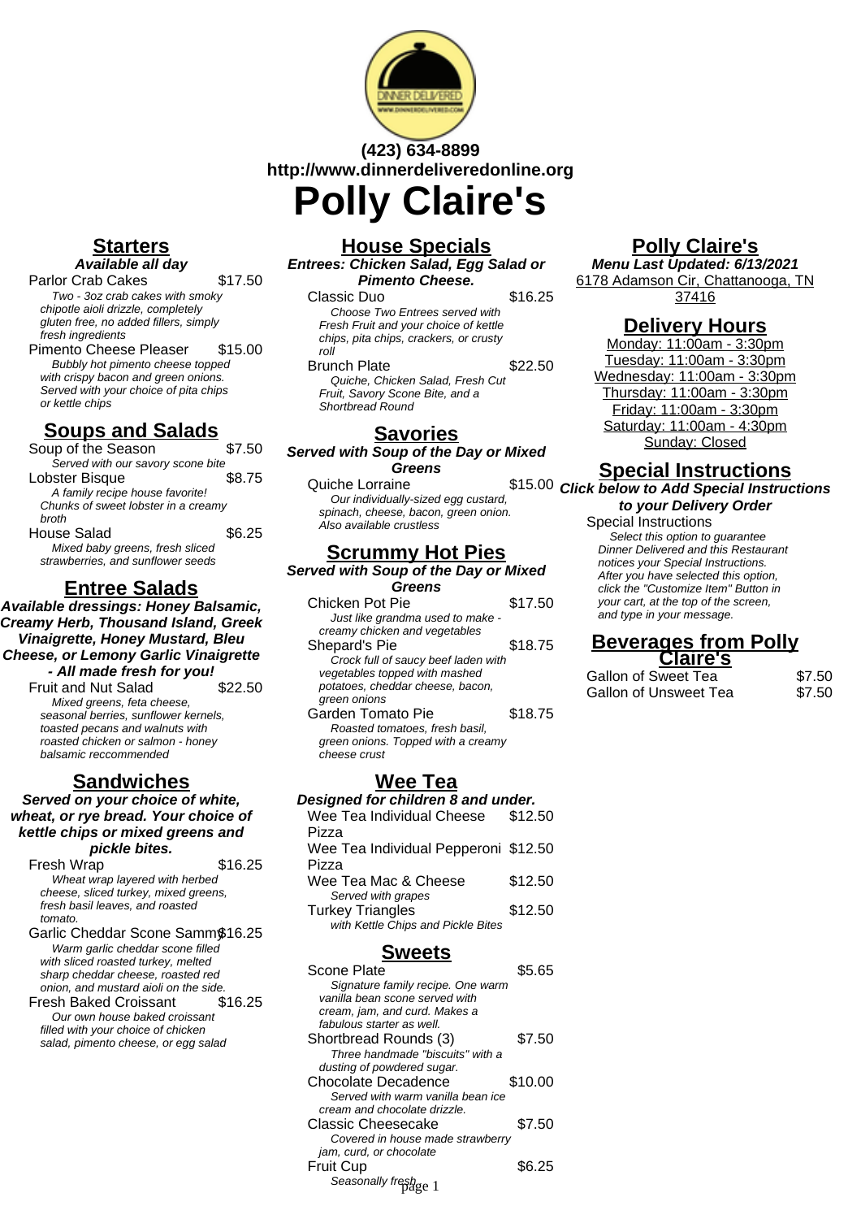(423) 634-8899
http://www.dinnerdeliveredonline.org

# Polly Claire's

## Starters

***Available all day***

Parlor Crab Cakes $17.50
*Two - 3oz crab cakes with smoky chipotle aioli drizzle, completely gluten free, no added fillers, simply fresh ingredients*

Pimento Cheese Pleaser $15.00
*Bubbly hot pimento cheese topped with crispy bacon and green onions. Served with your choice of pita chips or kettle chips*

## Soups and Salads

Soup of the Season $7.50
*Served with our savory scone bite*

Lobster Bisque $8.75
*A family recipe house favorite! Chunks of sweet lobster in a creamy broth*

House Salad $6.25
*Mixed baby greens, fresh sliced strawberries, and sunflower seeds*

## Entree Salads

***Available dressings: Honey Balsamic, Creamy Herb, Thousand Island, Greek Vinaigrette, Honey Mustard, Bleu Cheese, or Lemony Garlic Vinaigrette - All made fresh for you!***

Fruit and Nut Salad $22.50
*Mixed greens, feta cheese, seasonal berries, sunflower kernels, toasted pecans and walnuts with roasted chicken or salmon - honey balsamic reccommended*

## Sandwiches

***Served on your choice of white, wheat, or rye bread. Your choice of kettle chips or mixed greens and pickle bites.***

Fresh Wrap $16.25
*Wheat wrap layered with herbed cheese, sliced turkey, mixed greens, fresh basil leaves, and roasted tomato.*

Garlic Cheddar Scone Sammy $16.25
*Warm garlic cheddar scone filled with sliced roasted turkey, melted sharp cheddar cheese, roasted red onion, and mustard aioli on the side.*

Fresh Baked Croissant $16.25
*Our own house baked croissant filled with your choice of chicken salad, pimento cheese, or egg salad*

## House Specials

***Entrees: Chicken Salad, Egg Salad or Pimento Cheese.***

Classic Duo $16.25
*Choose Two Entrees served with Fresh Fruit and your choice of kettle chips, pita chips, crackers, or crusty roll*

Brunch Plate $22.50
*Quiche, Chicken Salad, Fresh Cut Fruit, Savory Scone Bite, and a Shortbread Round*

## Savories

***Served with Soup of the Day or Mixed Greens***

Quiche Lorraine $15.00
*Our individually-sized egg custard, spinach, cheese, bacon, green onion. Also available crustless*

## Scrummy Hot Pies

***Served with Soup of the Day or Mixed Greens***

Chicken Pot Pie $17.50
*Just like grandma used to make - creamy chicken and vegetables*

Shepard's Pie $18.75
*Crock full of saucy beef laden with vegetables topped with mashed potatoes, cheddar cheese, bacon, green onions*

Garden Tomato Pie $18.75
*Roasted tomatoes, fresh basil, green onions. Topped with a creamy cheese crust*

## Wee Tea

***Designed for children 8 and under.***

Wee Tea Individual Cheese Pizza $12.50

Wee Tea Individual Pepperoni Pizza $12.50

Wee Tea Mac & Cheese $12.50
*Served with grapes*

Turkey Triangles $12.50
*with Kettle Chips and Pickle Bites*

## Sweets

Scone Plate $5.65
*Signature family recipe. One warm vanilla bean scone served with cream, jam, and curd. Makes a fabulous starter as well.*

Shortbread Rounds (3) $7.50
*Three handmade "biscuits" with a dusting of powdered sugar.*

Chocolate Decadence $10.00
*Served with warm vanilla bean ice cream and chocolate drizzle.*

Classic Cheesecake $7.50
*Covered in house made strawberry jam, curd, or chocolate*

Fruit Cup $6.25
*Seasonally fresh*

## Polly Claire's

***Menu Last Updated: 6/13/2021***

6178 Adamson Cir, Chattanooga, TN 37416

## Delivery Hours

Monday: 11:00am - 3:30pm
Tuesday: 11:00am - 3:30pm
Wednesday: 11:00am - 3:30pm
Thursday: 11:00am - 3:30pm
Friday: 11:00am - 3:30pm
Saturday: 11:00am - 4:30pm
Sunday: Closed

## Special Instructions

***Click below to Add Special Instructions to your Delivery Order***

Special Instructions
*Select this option to guarantee Dinner Delivered and this Restaurant notices your Special Instructions. After you have selected this option, click the "Customize Item" Button in your cart, at the top of the screen, and type in your message.*

## Beverages from Polly Claire's

Gallon of Sweet Tea $7.50

Gallon of Unsweet Tea $7.50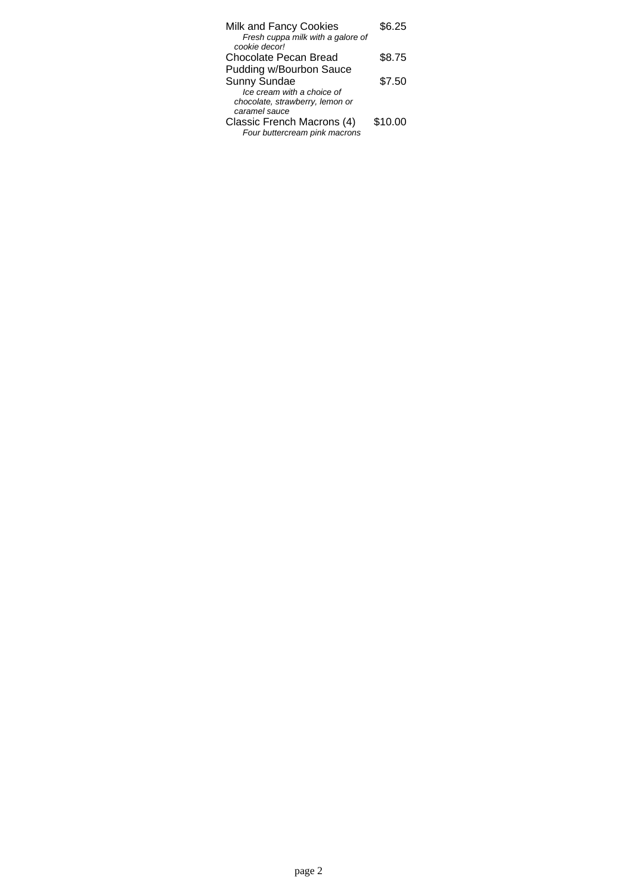Milk and Fancy Cookies $6.25

*Fresh cuppa milk with a galore of cookie decor!*

Chocolate Pecan Bread Pudding w/Bourbon Sauce $8.75

Sunny Sundae $7.50

*Ice cream with a choice of chocolate, strawberry, lemon or caramel sauce*

Classic French Macrons (4) $10.00

*Four buttercream pink macrons*